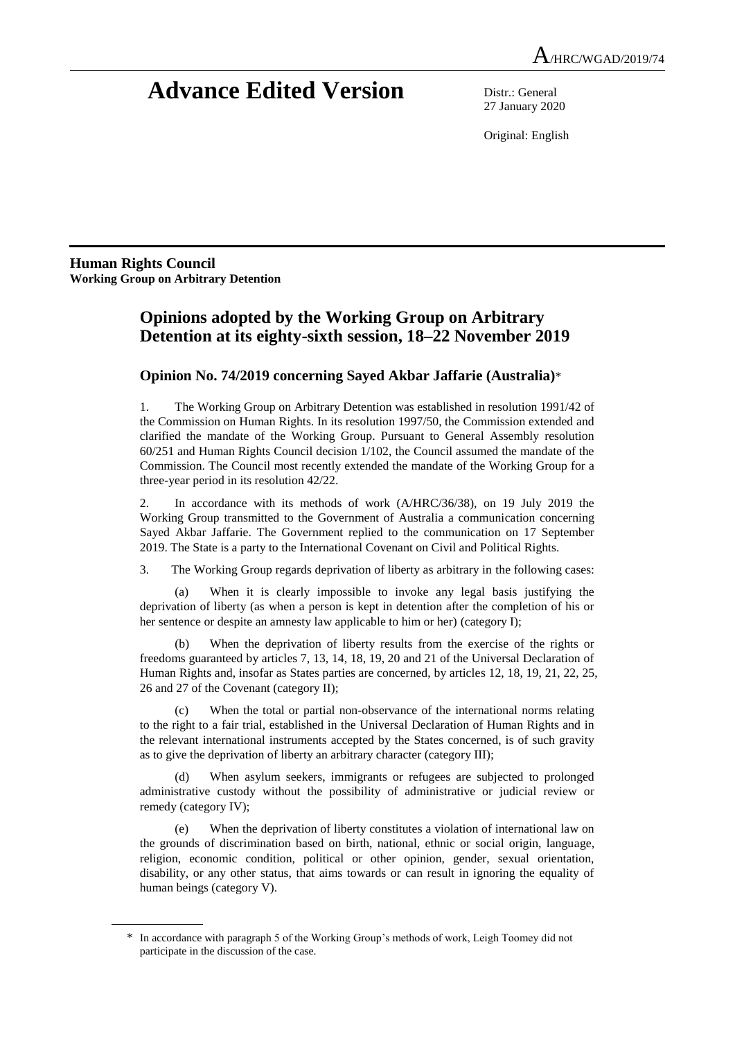A/HRC/WGAD/2019/74

# Advance Edited Version

Distr.: General
27 January 2020

Original: English

**Human Rights Council**
**Working Group on Arbitrary Detention**

## Opinions adopted by the Working Group on Arbitrary Detention at its eighty-sixth session, 18–22 November 2019

### Opinion No. 74/2019 concerning Sayed Akbar Jaffarie (Australia)*

1. The Working Group on Arbitrary Detention was established in resolution 1991/42 of the Commission on Human Rights. In its resolution 1997/50, the Commission extended and clarified the mandate of the Working Group. Pursuant to General Assembly resolution 60/251 and Human Rights Council decision 1/102, the Council assumed the mandate of the Commission. The Council most recently extended the mandate of the Working Group for a three-year period in its resolution 42/22.

2. In accordance with its methods of work (A/HRC/36/38), on 19 July 2019 the Working Group transmitted to the Government of Australia a communication concerning Sayed Akbar Jaffarie. The Government replied to the communication on 17 September 2019. The State is a party to the International Covenant on Civil and Political Rights.

3. The Working Group regards deprivation of liberty as arbitrary in the following cases:

(a) When it is clearly impossible to invoke any legal basis justifying the deprivation of liberty (as when a person is kept in detention after the completion of his or her sentence or despite an amnesty law applicable to him or her) (category I);

(b) When the deprivation of liberty results from the exercise of the rights or freedoms guaranteed by articles 7, 13, 14, 18, 19, 20 and 21 of the Universal Declaration of Human Rights and, insofar as States parties are concerned, by articles 12, 18, 19, 21, 22, 25, 26 and 27 of the Covenant (category II);

(c) When the total or partial non-observance of the international norms relating to the right to a fair trial, established in the Universal Declaration of Human Rights and in the relevant international instruments accepted by the States concerned, is of such gravity as to give the deprivation of liberty an arbitrary character (category III);

(d) When asylum seekers, immigrants or refugees are subjected to prolonged administrative custody without the possibility of administrative or judicial review or remedy (category IV);

(e) When the deprivation of liberty constitutes a violation of international law on the grounds of discrimination based on birth, national, ethnic or social origin, language, religion, economic condition, political or other opinion, gender, sexual orientation, disability, or any other status, that aims towards or can result in ignoring the equality of human beings (category V).

---

* In accordance with paragraph 5 of the Working Group's methods of work, Leigh Toomey did not participate in the discussion of the case.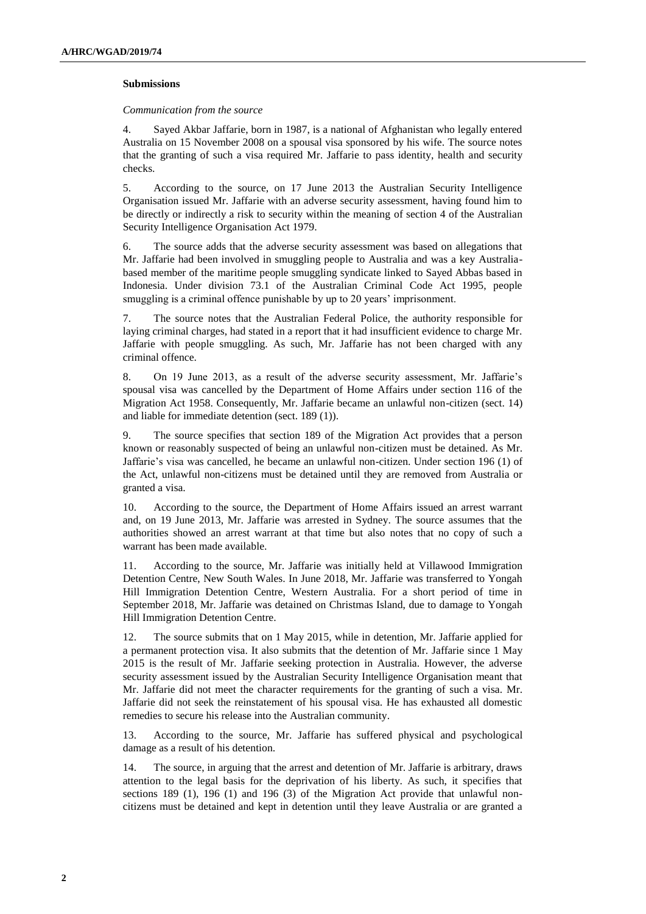### Submissions

*Communication from the source*

4. Sayed Akbar Jaffarie, born in 1987, is a national of Afghanistan who legally entered Australia on 15 November 2008 on a spousal visa sponsored by his wife. The source notes that the granting of such a visa required Mr. Jaffarie to pass identity, health and security checks.

5. According to the source, on 17 June 2013 the Australian Security Intelligence Organisation issued Mr. Jaffarie with an adverse security assessment, having found him to be directly or indirectly a risk to security within the meaning of section 4 of the Australian Security Intelligence Organisation Act 1979.

6. The source adds that the adverse security assessment was based on allegations that Mr. Jaffarie had been involved in smuggling people to Australia and was a key Australia-based member of the maritime people smuggling syndicate linked to Sayed Abbas based in Indonesia. Under division 73.1 of the Australian Criminal Code Act 1995, people smuggling is a criminal offence punishable by up to 20 years' imprisonment.

7. The source notes that the Australian Federal Police, the authority responsible for laying criminal charges, had stated in a report that it had insufficient evidence to charge Mr. Jaffarie with people smuggling. As such, Mr. Jaffarie has not been charged with any criminal offence.

8. On 19 June 2013, as a result of the adverse security assessment, Mr. Jaffarie's spousal visa was cancelled by the Department of Home Affairs under section 116 of the Migration Act 1958. Consequently, Mr. Jaffarie became an unlawful non-citizen (sect. 14) and liable for immediate detention (sect. 189 (1)).

9. The source specifies that section 189 of the Migration Act provides that a person known or reasonably suspected of being an unlawful non-citizen must be detained. As Mr. Jaffarie's visa was cancelled, he became an unlawful non-citizen. Under section 196 (1) of the Act, unlawful non-citizens must be detained until they are removed from Australia or granted a visa.

10. According to the source, the Department of Home Affairs issued an arrest warrant and, on 19 June 2013, Mr. Jaffarie was arrested in Sydney. The source assumes that the authorities showed an arrest warrant at that time but also notes that no copy of such a warrant has been made available.

11. According to the source, Mr. Jaffarie was initially held at Villawood Immigration Detention Centre, New South Wales. In June 2018, Mr. Jaffarie was transferred to Yongah Hill Immigration Detention Centre, Western Australia. For a short period of time in September 2018, Mr. Jaffarie was detained on Christmas Island, due to damage to Yongah Hill Immigration Detention Centre.

12. The source submits that on 1 May 2015, while in detention, Mr. Jaffarie applied for a permanent protection visa. It also submits that the detention of Mr. Jaffarie since 1 May 2015 is the result of Mr. Jaffarie seeking protection in Australia. However, the adverse security assessment issued by the Australian Security Intelligence Organisation meant that Mr. Jaffarie did not meet the character requirements for the granting of such a visa. Mr. Jaffarie did not seek the reinstatement of his spousal visa. He has exhausted all domestic remedies to secure his release into the Australian community.

13. According to the source, Mr. Jaffarie has suffered physical and psychological damage as a result of his detention.

14. The source, in arguing that the arrest and detention of Mr. Jaffarie is arbitrary, draws attention to the legal basis for the deprivation of his liberty. As such, it specifies that sections 189 (1), 196 (1) and 196 (3) of the Migration Act provide that unlawful non-citizens must be detained and kept in detention until they leave Australia or are granted a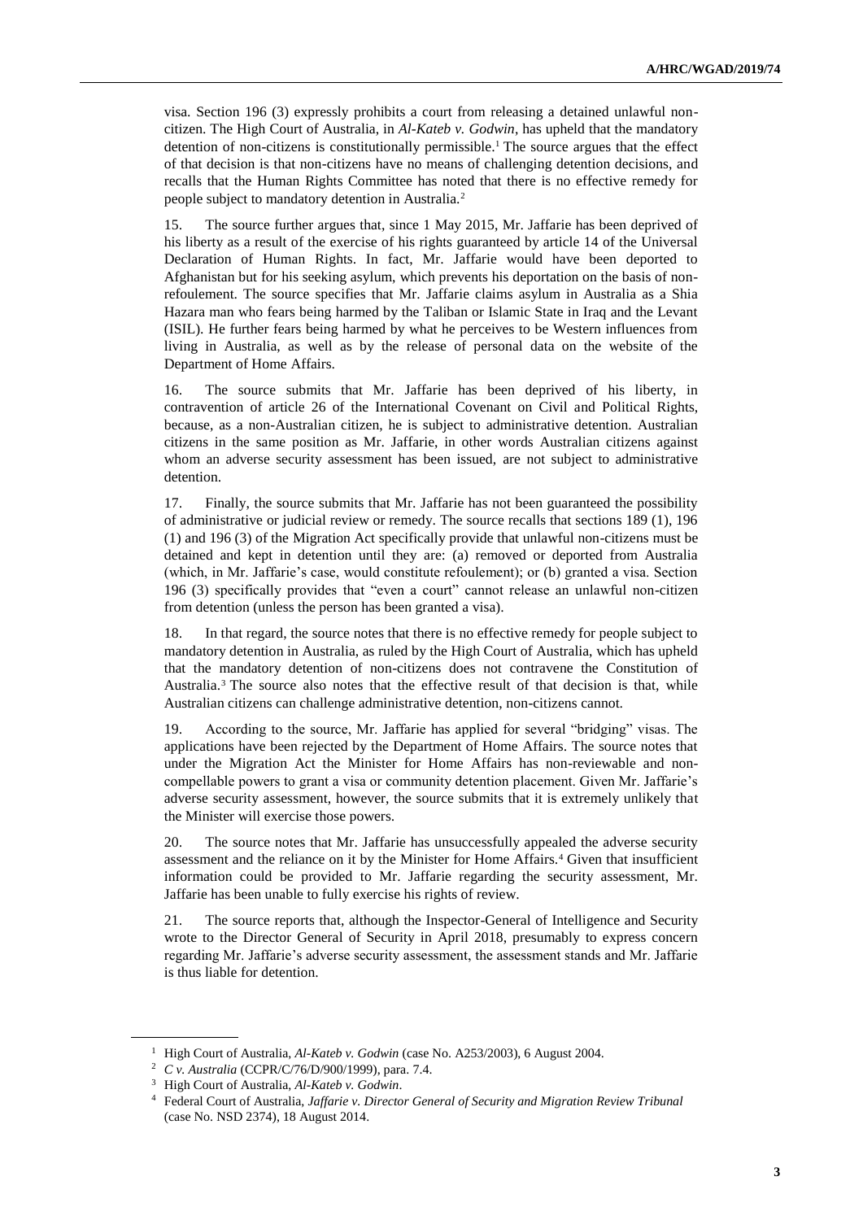visa. Section 196 (3) expressly prohibits a court from releasing a detained unlawful non-citizen. The High Court of Australia, in *Al-Kateb v. Godwin*, has upheld that the mandatory detention of non-citizens is constitutionally permissible.[1] The source argues that the effect of that decision is that non-citizens have no means of challenging detention decisions, and recalls that the Human Rights Committee has noted that there is no effective remedy for people subject to mandatory detention in Australia.[2]

15. The source further argues that, since 1 May 2015, Mr. Jaffarie has been deprived of his liberty as a result of the exercise of his rights guaranteed by article 14 of the Universal Declaration of Human Rights. In fact, Mr. Jaffarie would have been deported to Afghanistan but for his seeking asylum, which prevents his deportation on the basis of non-refoulement. The source specifies that Mr. Jaffarie claims asylum in Australia as a Shia Hazara man who fears being harmed by the Taliban or Islamic State in Iraq and the Levant (ISIL). He further fears being harmed by what he perceives to be Western influences from living in Australia, as well as by the release of personal data on the website of the Department of Home Affairs.

16. The source submits that Mr. Jaffarie has been deprived of his liberty, in contravention of article 26 of the International Covenant on Civil and Political Rights, because, as a non-Australian citizen, he is subject to administrative detention. Australian citizens in the same position as Mr. Jaffarie, in other words Australian citizens against whom an adverse security assessment has been issued, are not subject to administrative detention.

17. Finally, the source submits that Mr. Jaffarie has not been guaranteed the possibility of administrative or judicial review or remedy. The source recalls that sections 189 (1), 196 (1) and 196 (3) of the Migration Act specifically provide that unlawful non-citizens must be detained and kept in detention until they are: (a) removed or deported from Australia (which, in Mr. Jaffarie's case, would constitute refoulement); or (b) granted a visa. Section 196 (3) specifically provides that "even a court" cannot release an unlawful non-citizen from detention (unless the person has been granted a visa).

18. In that regard, the source notes that there is no effective remedy for people subject to mandatory detention in Australia, as ruled by the High Court of Australia, which has upheld that the mandatory detention of non-citizens does not contravene the Constitution of Australia.[3] The source also notes that the effective result of that decision is that, while Australian citizens can challenge administrative detention, non-citizens cannot.

19. According to the source, Mr. Jaffarie has applied for several "bridging" visas. The applications have been rejected by the Department of Home Affairs. The source notes that under the Migration Act the Minister for Home Affairs has non-reviewable and non-compellable powers to grant a visa or community detention placement. Given Mr. Jaffarie's adverse security assessment, however, the source submits that it is extremely unlikely that the Minister will exercise those powers.

20. The source notes that Mr. Jaffarie has unsuccessfully appealed the adverse security assessment and the reliance on it by the Minister for Home Affairs.[4] Given that insufficient information could be provided to Mr. Jaffarie regarding the security assessment, Mr. Jaffarie has been unable to fully exercise his rights of review.

21. The source reports that, although the Inspector-General of Intelligence and Security wrote to the Director General of Security in April 2018, presumably to express concern regarding Mr. Jaffarie's adverse security assessment, the assessment stands and Mr. Jaffarie is thus liable for detention.

---

[1] High Court of Australia, *Al-Kateb v. Godwin* (case No. A253/2003), 6 August 2004.

[2] *C v. Australia* (CCPR/C/76/D/900/1999), para. 7.4.

[3] High Court of Australia, *Al-Kateb v. Godwin*.

[4] Federal Court of Australia, *Jaffarie v. Director General of Security and Migration Review Tribunal* (case No. NSD 2374), 18 August 2014.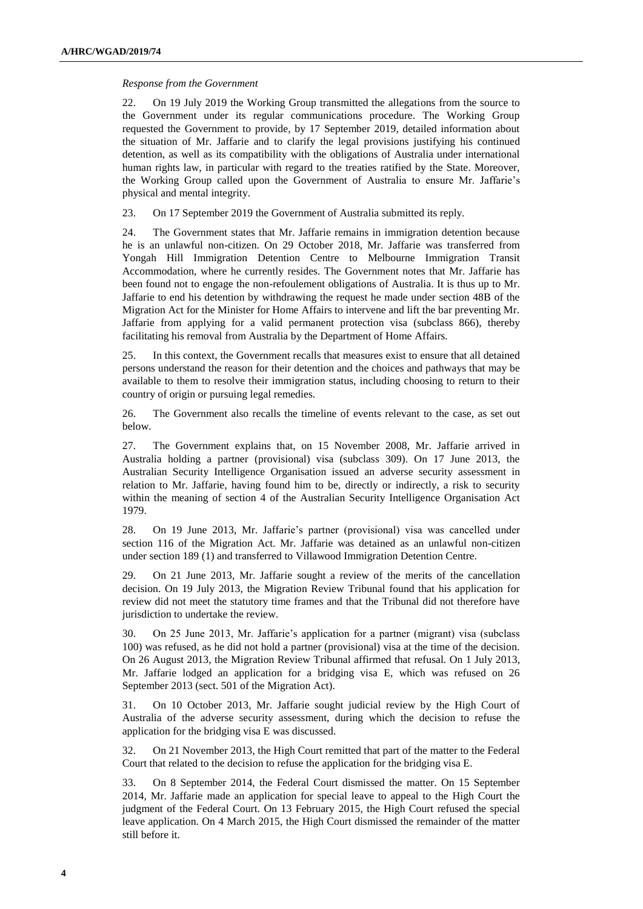*Response from the Government*

22. On 19 July 2019 the Working Group transmitted the allegations from the source to the Government under its regular communications procedure. The Working Group requested the Government to provide, by 17 September 2019, detailed information about the situation of Mr. Jaffarie and to clarify the legal provisions justifying his continued detention, as well as its compatibility with the obligations of Australia under international human rights law, in particular with regard to the treaties ratified by the State. Moreover, the Working Group called upon the Government of Australia to ensure Mr. Jaffarie's physical and mental integrity.

23. On 17 September 2019 the Government of Australia submitted its reply.

24. The Government states that Mr. Jaffarie remains in immigration detention because he is an unlawful non-citizen. On 29 October 2018, Mr. Jaffarie was transferred from Yongah Hill Immigration Detention Centre to Melbourne Immigration Transit Accommodation, where he currently resides. The Government notes that Mr. Jaffarie has been found not to engage the non-refoulement obligations of Australia. It is thus up to Mr. Jaffarie to end his detention by withdrawing the request he made under section 48B of the Migration Act for the Minister for Home Affairs to intervene and lift the bar preventing Mr. Jaffarie from applying for a valid permanent protection visa (subclass 866), thereby facilitating his removal from Australia by the Department of Home Affairs.

25. In this context, the Government recalls that measures exist to ensure that all detained persons understand the reason for their detention and the choices and pathways that may be available to them to resolve their immigration status, including choosing to return to their country of origin or pursuing legal remedies.

26. The Government also recalls the timeline of events relevant to the case, as set out below.

27. The Government explains that, on 15 November 2008, Mr. Jaffarie arrived in Australia holding a partner (provisional) visa (subclass 309). On 17 June 2013, the Australian Security Intelligence Organisation issued an adverse security assessment in relation to Mr. Jaffarie, having found him to be, directly or indirectly, a risk to security within the meaning of section 4 of the Australian Security Intelligence Organisation Act 1979.

28. On 19 June 2013, Mr. Jaffarie's partner (provisional) visa was cancelled under section 116 of the Migration Act. Mr. Jaffarie was detained as an unlawful non-citizen under section 189 (1) and transferred to Villawood Immigration Detention Centre.

29. On 21 June 2013, Mr. Jaffarie sought a review of the merits of the cancellation decision. On 19 July 2013, the Migration Review Tribunal found that his application for review did not meet the statutory time frames and that the Tribunal did not therefore have jurisdiction to undertake the review.

30. On 25 June 2013, Mr. Jaffarie's application for a partner (migrant) visa (subclass 100) was refused, as he did not hold a partner (provisional) visa at the time of the decision. On 26 August 2013, the Migration Review Tribunal affirmed that refusal. On 1 July 2013, Mr. Jaffarie lodged an application for a bridging visa E, which was refused on 26 September 2013 (sect. 501 of the Migration Act).

31. On 10 October 2013, Mr. Jaffarie sought judicial review by the High Court of Australia of the adverse security assessment, during which the decision to refuse the application for the bridging visa E was discussed.

32. On 21 November 2013, the High Court remitted that part of the matter to the Federal Court that related to the decision to refuse the application for the bridging visa E.

33. On 8 September 2014, the Federal Court dismissed the matter. On 15 September 2014, Mr. Jaffarie made an application for special leave to appeal to the High Court the judgment of the Federal Court. On 13 February 2015, the High Court refused the special leave application. On 4 March 2015, the High Court dismissed the remainder of the matter still before it.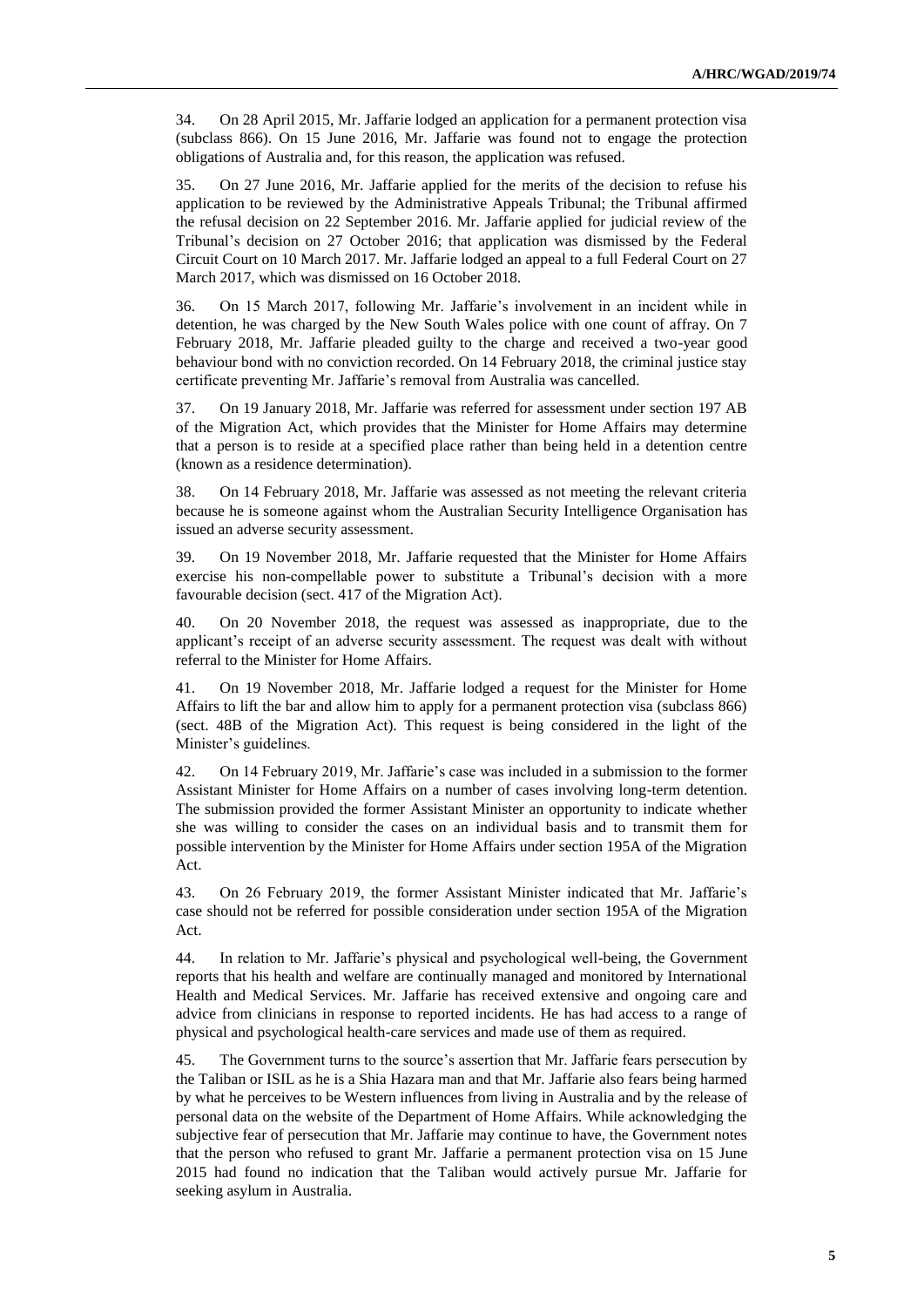34. On 28 April 2015, Mr. Jaffarie lodged an application for a permanent protection visa (subclass 866). On 15 June 2016, Mr. Jaffarie was found not to engage the protection obligations of Australia and, for this reason, the application was refused.

35. On 27 June 2016, Mr. Jaffarie applied for the merits of the decision to refuse his application to be reviewed by the Administrative Appeals Tribunal; the Tribunal affirmed the refusal decision on 22 September 2016. Mr. Jaffarie applied for judicial review of the Tribunal's decision on 27 October 2016; that application was dismissed by the Federal Circuit Court on 10 March 2017. Mr. Jaffarie lodged an appeal to a full Federal Court on 27 March 2017, which was dismissed on 16 October 2018.

36. On 15 March 2017, following Mr. Jaffarie's involvement in an incident while in detention, he was charged by the New South Wales police with one count of affray. On 7 February 2018, Mr. Jaffarie pleaded guilty to the charge and received a two-year good behaviour bond with no conviction recorded. On 14 February 2018, the criminal justice stay certificate preventing Mr. Jaffarie's removal from Australia was cancelled.

37. On 19 January 2018, Mr. Jaffarie was referred for assessment under section 197 AB of the Migration Act, which provides that the Minister for Home Affairs may determine that a person is to reside at a specified place rather than being held in a detention centre (known as a residence determination).

38. On 14 February 2018, Mr. Jaffarie was assessed as not meeting the relevant criteria because he is someone against whom the Australian Security Intelligence Organisation has issued an adverse security assessment.

39. On 19 November 2018, Mr. Jaffarie requested that the Minister for Home Affairs exercise his non-compellable power to substitute a Tribunal's decision with a more favourable decision (sect. 417 of the Migration Act).

40. On 20 November 2018, the request was assessed as inappropriate, due to the applicant's receipt of an adverse security assessment. The request was dealt with without referral to the Minister for Home Affairs.

41. On 19 November 2018, Mr. Jaffarie lodged a request for the Minister for Home Affairs to lift the bar and allow him to apply for a permanent protection visa (subclass 866) (sect. 48B of the Migration Act). This request is being considered in the light of the Minister's guidelines.

42. On 14 February 2019, Mr. Jaffarie's case was included in a submission to the former Assistant Minister for Home Affairs on a number of cases involving long-term detention. The submission provided the former Assistant Minister an opportunity to indicate whether she was willing to consider the cases on an individual basis and to transmit them for possible intervention by the Minister for Home Affairs under section 195A of the Migration Act.

43. On 26 February 2019, the former Assistant Minister indicated that Mr. Jaffarie's case should not be referred for possible consideration under section 195A of the Migration Act.

44. In relation to Mr. Jaffarie's physical and psychological well-being, the Government reports that his health and welfare are continually managed and monitored by International Health and Medical Services. Mr. Jaffarie has received extensive and ongoing care and advice from clinicians in response to reported incidents. He has had access to a range of physical and psychological health-care services and made use of them as required.

45. The Government turns to the source's assertion that Mr. Jaffarie fears persecution by the Taliban or ISIL as he is a Shia Hazara man and that Mr. Jaffarie also fears being harmed by what he perceives to be Western influences from living in Australia and by the release of personal data on the website of the Department of Home Affairs. While acknowledging the subjective fear of persecution that Mr. Jaffarie may continue to have, the Government notes that the person who refused to grant Mr. Jaffarie a permanent protection visa on 15 June 2015 had found no indication that the Taliban would actively pursue Mr. Jaffarie for seeking asylum in Australia.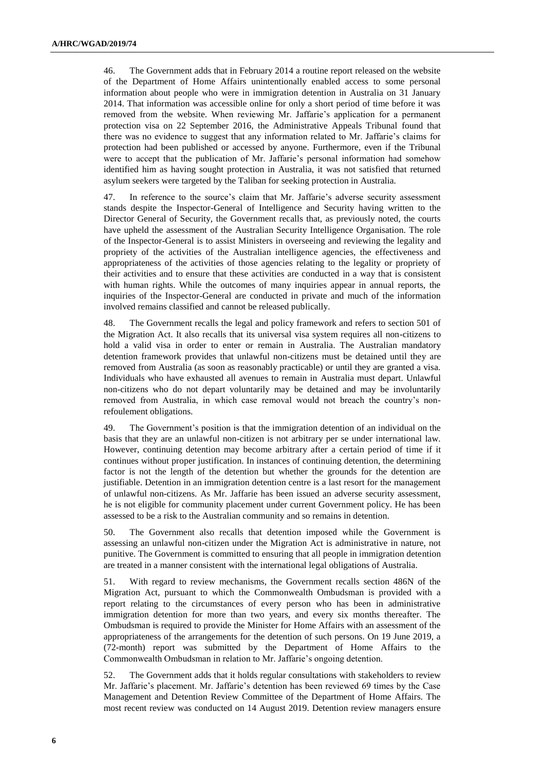46. The Government adds that in February 2014 a routine report released on the website of the Department of Home Affairs unintentionally enabled access to some personal information about people who were in immigration detention in Australia on 31 January 2014. That information was accessible online for only a short period of time before it was removed from the website. When reviewing Mr. Jaffarie's application for a permanent protection visa on 22 September 2016, the Administrative Appeals Tribunal found that there was no evidence to suggest that any information related to Mr. Jaffarie's claims for protection had been published or accessed by anyone. Furthermore, even if the Tribunal were to accept that the publication of Mr. Jaffarie's personal information had somehow identified him as having sought protection in Australia, it was not satisfied that returned asylum seekers were targeted by the Taliban for seeking protection in Australia.

47. In reference to the source's claim that Mr. Jaffarie's adverse security assessment stands despite the Inspector-General of Intelligence and Security having written to the Director General of Security, the Government recalls that, as previously noted, the courts have upheld the assessment of the Australian Security Intelligence Organisation. The role of the Inspector-General is to assist Ministers in overseeing and reviewing the legality and propriety of the activities of the Australian intelligence agencies, the effectiveness and appropriateness of the activities of those agencies relating to the legality or propriety of their activities and to ensure that these activities are conducted in a way that is consistent with human rights. While the outcomes of many inquiries appear in annual reports, the inquiries of the Inspector-General are conducted in private and much of the information involved remains classified and cannot be released publically.

48. The Government recalls the legal and policy framework and refers to section 501 of the Migration Act. It also recalls that its universal visa system requires all non-citizens to hold a valid visa in order to enter or remain in Australia. The Australian mandatory detention framework provides that unlawful non-citizens must be detained until they are removed from Australia (as soon as reasonably practicable) or until they are granted a visa. Individuals who have exhausted all avenues to remain in Australia must depart. Unlawful non-citizens who do not depart voluntarily may be detained and may be involuntarily removed from Australia, in which case removal would not breach the country's non-refoulement obligations.

49. The Government's position is that the immigration detention of an individual on the basis that they are an unlawful non-citizen is not arbitrary per se under international law. However, continuing detention may become arbitrary after a certain period of time if it continues without proper justification. In instances of continuing detention, the determining factor is not the length of the detention but whether the grounds for the detention are justifiable. Detention in an immigration detention centre is a last resort for the management of unlawful non-citizens. As Mr. Jaffarie has been issued an adverse security assessment, he is not eligible for community placement under current Government policy. He has been assessed to be a risk to the Australian community and so remains in detention.

50. The Government also recalls that detention imposed while the Government is assessing an unlawful non-citizen under the Migration Act is administrative in nature, not punitive. The Government is committed to ensuring that all people in immigration detention are treated in a manner consistent with the international legal obligations of Australia.

51. With regard to review mechanisms, the Government recalls section 486N of the Migration Act, pursuant to which the Commonwealth Ombudsman is provided with a report relating to the circumstances of every person who has been in administrative immigration detention for more than two years, and every six months thereafter. The Ombudsman is required to provide the Minister for Home Affairs with an assessment of the appropriateness of the arrangements for the detention of such persons. On 19 June 2019, a (72-month) report was submitted by the Department of Home Affairs to the Commonwealth Ombudsman in relation to Mr. Jaffarie's ongoing detention.

52. The Government adds that it holds regular consultations with stakeholders to review Mr. Jaffarie's placement. Mr. Jaffarie's detention has been reviewed 69 times by the Case Management and Detention Review Committee of the Department of Home Affairs. The most recent review was conducted on 14 August 2019. Detention review managers ensure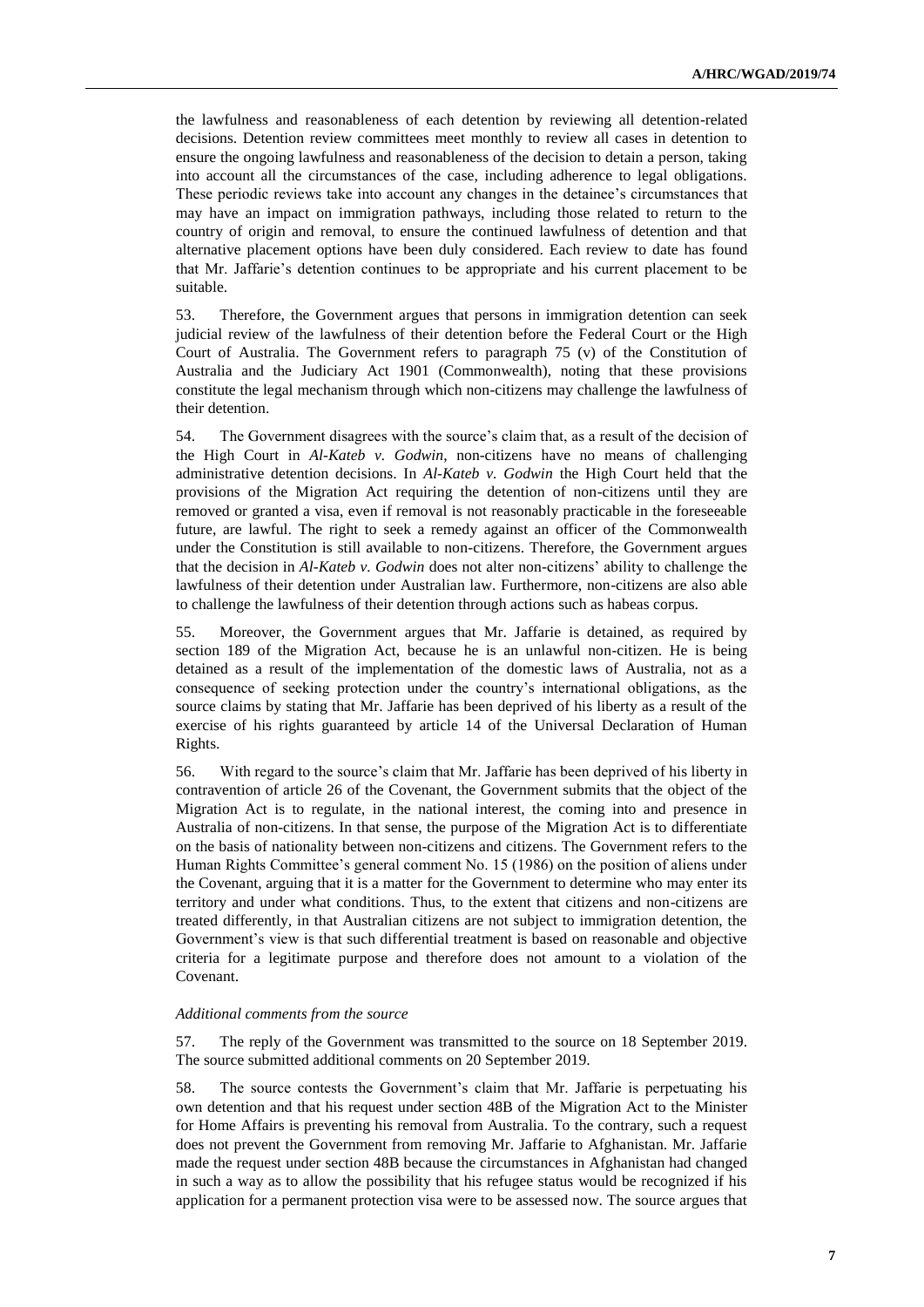the lawfulness and reasonableness of each detention by reviewing all detention-related decisions. Detention review committees meet monthly to review all cases in detention to ensure the ongoing lawfulness and reasonableness of the decision to detain a person, taking into account all the circumstances of the case, including adherence to legal obligations. These periodic reviews take into account any changes in the detainee's circumstances that may have an impact on immigration pathways, including those related to return to the country of origin and removal, to ensure the continued lawfulness of detention and that alternative placement options have been duly considered. Each review to date has found that Mr. Jaffarie's detention continues to be appropriate and his current placement to be suitable.

53. Therefore, the Government argues that persons in immigration detention can seek judicial review of the lawfulness of their detention before the Federal Court or the High Court of Australia. The Government refers to paragraph 75 (v) of the Constitution of Australia and the Judiciary Act 1901 (Commonwealth), noting that these provisions constitute the legal mechanism through which non-citizens may challenge the lawfulness of their detention.

54. The Government disagrees with the source's claim that, as a result of the decision of the High Court in *Al-Kateb v. Godwin*, non-citizens have no means of challenging administrative detention decisions. In *Al-Kateb v. Godwin* the High Court held that the provisions of the Migration Act requiring the detention of non-citizens until they are removed or granted a visa, even if removal is not reasonably practicable in the foreseeable future, are lawful. The right to seek a remedy against an officer of the Commonwealth under the Constitution is still available to non-citizens. Therefore, the Government argues that the decision in *Al-Kateb v. Godwin* does not alter non-citizens' ability to challenge the lawfulness of their detention under Australian law. Furthermore, non-citizens are also able to challenge the lawfulness of their detention through actions such as habeas corpus.

55. Moreover, the Government argues that Mr. Jaffarie is detained, as required by section 189 of the Migration Act, because he is an unlawful non-citizen. He is being detained as a result of the implementation of the domestic laws of Australia, not as a consequence of seeking protection under the country's international obligations, as the source claims by stating that Mr. Jaffarie has been deprived of his liberty as a result of the exercise of his rights guaranteed by article 14 of the Universal Declaration of Human Rights.

56. With regard to the source's claim that Mr. Jaffarie has been deprived of his liberty in contravention of article 26 of the Covenant, the Government submits that the object of the Migration Act is to regulate, in the national interest, the coming into and presence in Australia of non-citizens. In that sense, the purpose of the Migration Act is to differentiate on the basis of nationality between non-citizens and citizens. The Government refers to the Human Rights Committee's general comment No. 15 (1986) on the position of aliens under the Covenant, arguing that it is a matter for the Government to determine who may enter its territory and under what conditions. Thus, to the extent that citizens and non-citizens are treated differently, in that Australian citizens are not subject to immigration detention, the Government's view is that such differential treatment is based on reasonable and objective criteria for a legitimate purpose and therefore does not amount to a violation of the Covenant.

*Additional comments from the source*

57. The reply of the Government was transmitted to the source on 18 September 2019. The source submitted additional comments on 20 September 2019.

58. The source contests the Government's claim that Mr. Jaffarie is perpetuating his own detention and that his request under section 48B of the Migration Act to the Minister for Home Affairs is preventing his removal from Australia. To the contrary, such a request does not prevent the Government from removing Mr. Jaffarie to Afghanistan. Mr. Jaffarie made the request under section 48B because the circumstances in Afghanistan had changed in such a way as to allow the possibility that his refugee status would be recognized if his application for a permanent protection visa were to be assessed now. The source argues that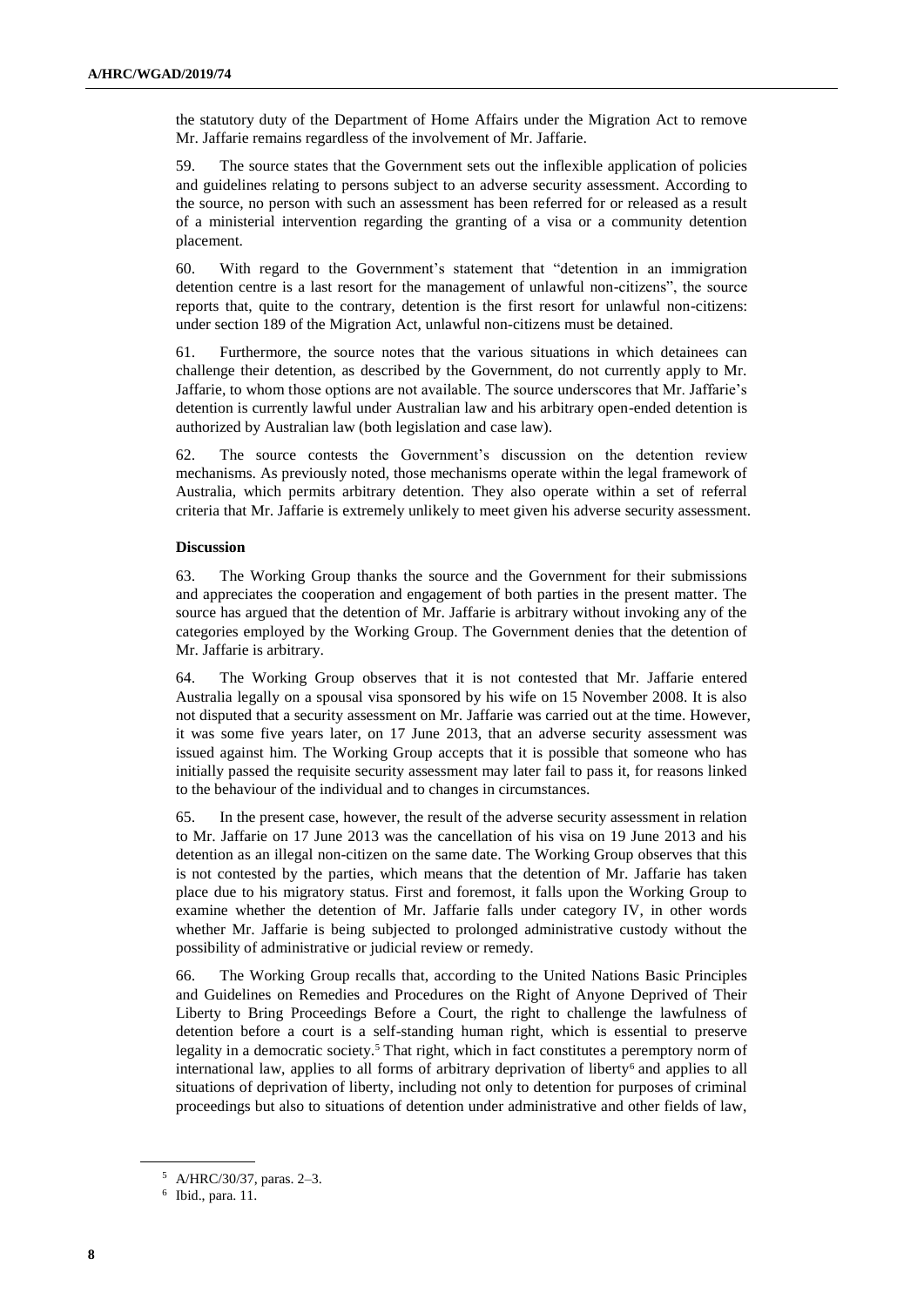the statutory duty of the Department of Home Affairs under the Migration Act to remove Mr. Jaffarie remains regardless of the involvement of Mr. Jaffarie.

59. The source states that the Government sets out the inflexible application of policies and guidelines relating to persons subject to an adverse security assessment. According to the source, no person with such an assessment has been referred for or released as a result of a ministerial intervention regarding the granting of a visa or a community detention placement.

60. With regard to the Government's statement that "detention in an immigration detention centre is a last resort for the management of unlawful non-citizens", the source reports that, quite to the contrary, detention is the first resort for unlawful non-citizens: under section 189 of the Migration Act, unlawful non-citizens must be detained.

61. Furthermore, the source notes that the various situations in which detainees can challenge their detention, as described by the Government, do not currently apply to Mr. Jaffarie, to whom those options are not available. The source underscores that Mr. Jaffarie's detention is currently lawful under Australian law and his arbitrary open-ended detention is authorized by Australian law (both legislation and case law).

62. The source contests the Government's discussion on the detention review mechanisms. As previously noted, those mechanisms operate within the legal framework of Australia, which permits arbitrary detention. They also operate within a set of referral criteria that Mr. Jaffarie is extremely unlikely to meet given his adverse security assessment.

**Discussion**

63. The Working Group thanks the source and the Government for their submissions and appreciates the cooperation and engagement of both parties in the present matter. The source has argued that the detention of Mr. Jaffarie is arbitrary without invoking any of the categories employed by the Working Group. The Government denies that the detention of Mr. Jaffarie is arbitrary.

64. The Working Group observes that it is not contested that Mr. Jaffarie entered Australia legally on a spousal visa sponsored by his wife on 15 November 2008. It is also not disputed that a security assessment on Mr. Jaffarie was carried out at the time. However, it was some five years later, on 17 June 2013, that an adverse security assessment was issued against him. The Working Group accepts that it is possible that someone who has initially passed the requisite security assessment may later fail to pass it, for reasons linked to the behaviour of the individual and to changes in circumstances.

65. In the present case, however, the result of the adverse security assessment in relation to Mr. Jaffarie on 17 June 2013 was the cancellation of his visa on 19 June 2013 and his detention as an illegal non-citizen on the same date. The Working Group observes that this is not contested by the parties, which means that the detention of Mr. Jaffarie has taken place due to his migratory status. First and foremost, it falls upon the Working Group to examine whether the detention of Mr. Jaffarie falls under category IV, in other words whether Mr. Jaffarie is being subjected to prolonged administrative custody without the possibility of administrative or judicial review or remedy.

66. The Working Group recalls that, according to the United Nations Basic Principles and Guidelines on Remedies and Procedures on the Right of Anyone Deprived of Their Liberty to Bring Proceedings Before a Court, the right to challenge the lawfulness of detention before a court is a self-standing human right, which is essential to preserve legality in a democratic society.[5] That right, which in fact constitutes a peremptory norm of international law, applies to all forms of arbitrary deprivation of liberty[6] and applies to all situations of deprivation of liberty, including not only to detention for purposes of criminal proceedings but also to situations of detention under administrative and other fields of law,

[5] A/HRC/30/37, paras. 2–3.

[6] Ibid., para. 11.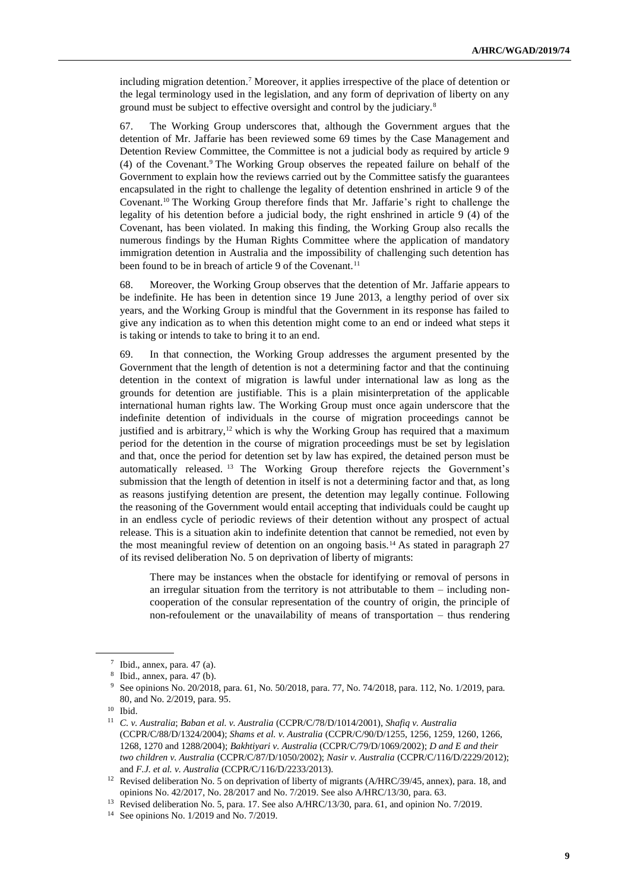including migration detention.[7] Moreover, it applies irrespective of the place of detention or the legal terminology used in the legislation, and any form of deprivation of liberty on any ground must be subject to effective oversight and control by the judiciary.[8]

67. The Working Group underscores that, although the Government argues that the detention of Mr. Jaffarie has been reviewed some 69 times by the Case Management and Detention Review Committee, the Committee is not a judicial body as required by article 9 (4) of the Covenant.[9] The Working Group observes the repeated failure on behalf of the Government to explain how the reviews carried out by the Committee satisfy the guarantees encapsulated in the right to challenge the legality of detention enshrined in article 9 of the Covenant.[10] The Working Group therefore finds that Mr. Jaffarie's right to challenge the legality of his detention before a judicial body, the right enshrined in article 9 (4) of the Covenant, has been violated. In making this finding, the Working Group also recalls the numerous findings by the Human Rights Committee where the application of mandatory immigration detention in Australia and the impossibility of challenging such detention has been found to be in breach of article 9 of the Covenant.[11]

68. Moreover, the Working Group observes that the detention of Mr. Jaffarie appears to be indefinite. He has been in detention since 19 June 2013, a lengthy period of over six years, and the Working Group is mindful that the Government in its response has failed to give any indication as to when this detention might come to an end or indeed what steps it is taking or intends to take to bring it to an end.

69. In that connection, the Working Group addresses the argument presented by the Government that the length of detention is not a determining factor and that the continuing detention in the context of migration is lawful under international law as long as the grounds for detention are justifiable. This is a plain misinterpretation of the applicable international human rights law. The Working Group must once again underscore that the indefinite detention of individuals in the course of migration proceedings cannot be justified and is arbitrary,[12] which is why the Working Group has required that a maximum period for the detention in the course of migration proceedings must be set by legislation and that, once the period for detention set by law has expired, the detained person must be automatically released.[13] The Working Group therefore rejects the Government's submission that the length of detention in itself is not a determining factor and that, as long as reasons justifying detention are present, the detention may legally continue. Following the reasoning of the Government would entail accepting that individuals could be caught up in an endless cycle of periodic reviews of their detention without any prospect of actual release. This is a situation akin to indefinite detention that cannot be remedied, not even by the most meaningful review of detention on an ongoing basis.[14] As stated in paragraph 27 of its revised deliberation No. 5 on deprivation of liberty of migrants:

> There may be instances when the obstacle for identifying or removal of persons in an irregular situation from the territory is not attributable to them – including non-cooperation of the consular representation of the country of origin, the principle of non-refoulement or the unavailability of means of transportation – thus rendering

---

[7] Ibid., annex, para. 47 (a).

[8] Ibid., annex, para. 47 (b).

[9] See opinions No. 20/2018, para. 61, No. 50/2018, para. 77, No. 74/2018, para. 112, No. 1/2019, para. 80, and No. 2/2019, para. 95.

[10] Ibid.

[11] *C. v. Australia*; *Baban et al. v. Australia* (CCPR/C/78/D/1014/2001), *Shafiq v. Australia* (CCPR/C/88/D/1324/2004); *Shams et al. v. Australia* (CCPR/C/90/D/1255, 1256, 1259, 1260, 1266, 1268, 1270 and 1288/2004); *Bakhtiyari v. Australia* (CCPR/C/79/D/1069/2002); *D and E and their two children v. Australia* (CCPR/C/87/D/1050/2002); *Nasir v. Australia* (CCPR/C/116/D/2229/2012); and *F.J. et al. v. Australia* (CCPR/C/116/D/2233/2013).

[12] Revised deliberation No. 5 on deprivation of liberty of migrants (A/HRC/39/45, annex), para. 18, and opinions No. 42/2017, No. 28/2017 and No. 7/2019. See also A/HRC/13/30, para. 63.

[13] Revised deliberation No. 5, para. 17. See also A/HRC/13/30, para. 61, and opinion No. 7/2019.

[14] See opinions No. 1/2019 and No. 7/2019.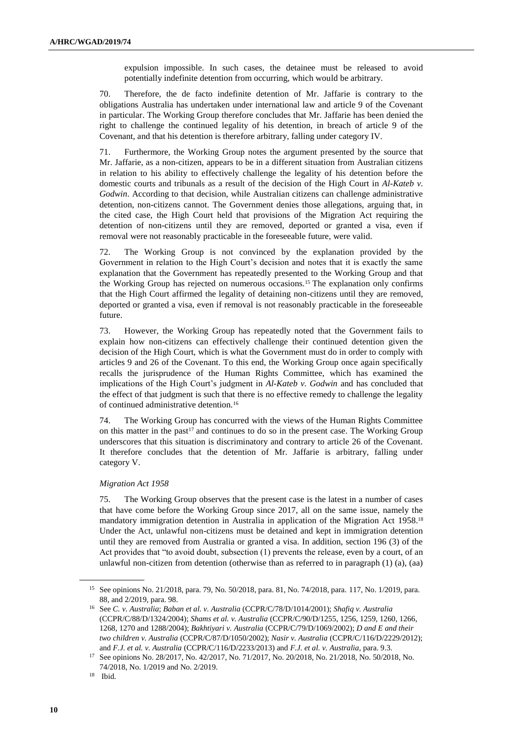expulsion impossible. In such cases, the detainee must be released to avoid potentially indefinite detention from occurring, which would be arbitrary.

70. Therefore, the de facto indefinite detention of Mr. Jaffarie is contrary to the obligations Australia has undertaken under international law and article 9 of the Covenant in particular. The Working Group therefore concludes that Mr. Jaffarie has been denied the right to challenge the continued legality of his detention, in breach of article 9 of the Covenant, and that his detention is therefore arbitrary, falling under category IV.

71. Furthermore, the Working Group notes the argument presented by the source that Mr. Jaffarie, as a non-citizen, appears to be in a different situation from Australian citizens in relation to his ability to effectively challenge the legality of his detention before the domestic courts and tribunals as a result of the decision of the High Court in *Al-Kateb v. Godwin*. According to that decision, while Australian citizens can challenge administrative detention, non-citizens cannot. The Government denies those allegations, arguing that, in the cited case, the High Court held that provisions of the Migration Act requiring the detention of non-citizens until they are removed, deported or granted a visa, even if removal were not reasonably practicable in the foreseeable future, were valid.

72. The Working Group is not convinced by the explanation provided by the Government in relation to the High Court's decision and notes that it is exactly the same explanation that the Government has repeatedly presented to the Working Group and that the Working Group has rejected on numerous occasions.[15] The explanation only confirms that the High Court affirmed the legality of detaining non-citizens until they are removed, deported or granted a visa, even if removal is not reasonably practicable in the foreseeable future.

73. However, the Working Group has repeatedly noted that the Government fails to explain how non-citizens can effectively challenge their continued detention given the decision of the High Court, which is what the Government must do in order to comply with articles 9 and 26 of the Covenant. To this end, the Working Group once again specifically recalls the jurisprudence of the Human Rights Committee, which has examined the implications of the High Court's judgment in *Al-Kateb v. Godwin* and has concluded that the effect of that judgment is such that there is no effective remedy to challenge the legality of continued administrative detention.[16]

74. The Working Group has concurred with the views of the Human Rights Committee on this matter in the past[17] and continues to do so in the present case. The Working Group underscores that this situation is discriminatory and contrary to article 26 of the Covenant. It therefore concludes that the detention of Mr. Jaffarie is arbitrary, falling under category V.

*Migration Act 1958*

75. The Working Group observes that the present case is the latest in a number of cases that have come before the Working Group since 2017, all on the same issue, namely the mandatory immigration detention in Australia in application of the Migration Act 1958.[18] Under the Act, unlawful non-citizens must be detained and kept in immigration detention until they are removed from Australia or granted a visa. In addition, section 196 (3) of the Act provides that "to avoid doubt, subsection (1) prevents the release, even by a court, of an unlawful non-citizen from detention (otherwise than as referred to in paragraph (1) (a), (aa)

---

[15] See opinions No. 21/2018, para. 79, No. 50/2018, para. 81, No. 74/2018, para. 117, No. 1/2019, para. 88, and 2/2019, para. 98.

[16] See *C. v. Australia*; *Baban et al. v. Australia* (CCPR/C/78/D/1014/2001); *Shafiq v. Australia* (CCPR/C/88/D/1324/2004); *Shams et al. v. Australia* (CCPR/C/90/D/1255, 1256, 1259, 1260, 1266, 1268, 1270 and 1288/2004); *Bakhtiyari v. Australia* (CCPR/C/79/D/1069/2002); *D and E and their two children v. Australia* (CCPR/C/87/D/1050/2002); *Nasir v. Australia* (CCPR/C/116/D/2229/2012); and *F.J. et al. v. Australia* (CCPR/C/116/D/2233/2013) and *F.J. et al. v. Australia*, para. 9.3.

[17] See opinions No. 28/2017, No. 42/2017, No. 71/2017, No. 20/2018, No. 21/2018, No. 50/2018, No. 74/2018, No. 1/2019 and No. 2/2019.

[18] Ibid.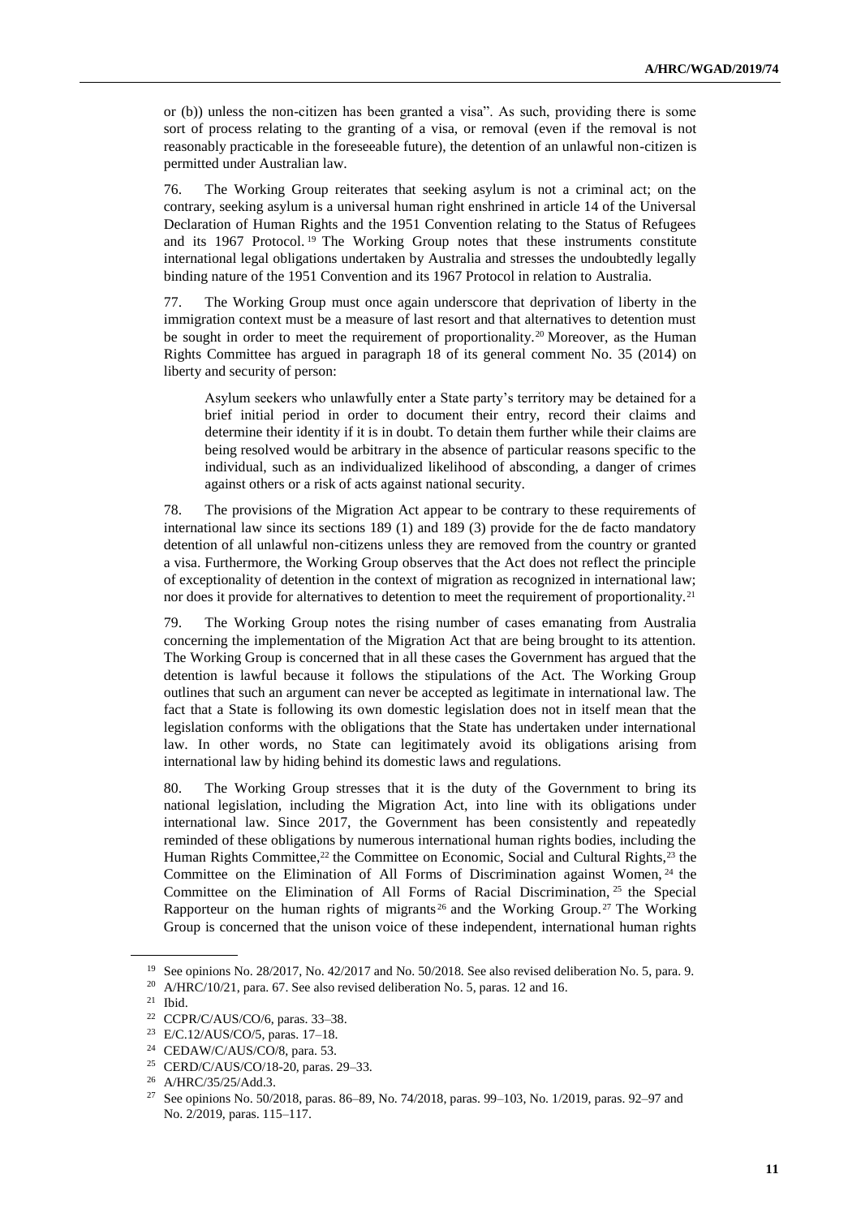or (b)) unless the non-citizen has been granted a visa". As such, providing there is some sort of process relating to the granting of a visa, or removal (even if the removal is not reasonably practicable in the foreseeable future), the detention of an unlawful non-citizen is permitted under Australian law.

76. The Working Group reiterates that seeking asylum is not a criminal act; on the contrary, seeking asylum is a universal human right enshrined in article 14 of the Universal Declaration of Human Rights and the 1951 Convention relating to the Status of Refugees and its 1967 Protocol.[19] The Working Group notes that these instruments constitute international legal obligations undertaken by Australia and stresses the undoubtedly legally binding nature of the 1951 Convention and its 1967 Protocol in relation to Australia.

77. The Working Group must once again underscore that deprivation of liberty in the immigration context must be a measure of last resort and that alternatives to detention must be sought in order to meet the requirement of proportionality.[20] Moreover, as the Human Rights Committee has argued in paragraph 18 of its general comment No. 35 (2014) on liberty and security of person:

> Asylum seekers who unlawfully enter a State party's territory may be detained for a brief initial period in order to document their entry, record their claims and determine their identity if it is in doubt. To detain them further while their claims are being resolved would be arbitrary in the absence of particular reasons specific to the individual, such as an individualized likelihood of absconding, a danger of crimes against others or a risk of acts against national security.

78. The provisions of the Migration Act appear to be contrary to these requirements of international law since its sections 189 (1) and 189 (3) provide for the de facto mandatory detention of all unlawful non-citizens unless they are removed from the country or granted a visa. Furthermore, the Working Group observes that the Act does not reflect the principle of exceptionality of detention in the context of migration as recognized in international law; nor does it provide for alternatives to detention to meet the requirement of proportionality.[21]

79. The Working Group notes the rising number of cases emanating from Australia concerning the implementation of the Migration Act that are being brought to its attention. The Working Group is concerned that in all these cases the Government has argued that the detention is lawful because it follows the stipulations of the Act. The Working Group outlines that such an argument can never be accepted as legitimate in international law. The fact that a State is following its own domestic legislation does not in itself mean that the legislation conforms with the obligations that the State has undertaken under international law. In other words, no State can legitimately avoid its obligations arising from international law by hiding behind its domestic laws and regulations.

80. The Working Group stresses that it is the duty of the Government to bring its national legislation, including the Migration Act, into line with its obligations under international law. Since 2017, the Government has been consistently and repeatedly reminded of these obligations by numerous international human rights bodies, including the Human Rights Committee,[22] the Committee on Economic, Social and Cultural Rights,[23] the Committee on the Elimination of All Forms of Discrimination against Women,[24] the Committee on the Elimination of All Forms of Racial Discrimination,[25] the Special Rapporteur on the human rights of migrants[26] and the Working Group.[27] The Working Group is concerned that the unison voice of these independent, international human rights

---

[19] See opinions No. 28/2017, No. 42/2017 and No. 50/2018. See also revised deliberation No. 5, para. 9.

[20] A/HRC/10/21, para. 67. See also revised deliberation No. 5, paras. 12 and 16.

[21] Ibid.

[22] CCPR/C/AUS/CO/6, paras. 33–38.

[23] E/C.12/AUS/CO/5, paras. 17–18.

[24] CEDAW/C/AUS/CO/8, para. 53.

[25] CERD/C/AUS/CO/18-20, paras. 29–33.

[26] A/HRC/35/25/Add.3.

[27] See opinions No. 50/2018, paras. 86–89, No. 74/2018, paras. 99–103, No. 1/2019, paras. 92–97 and No. 2/2019, paras. 115–117.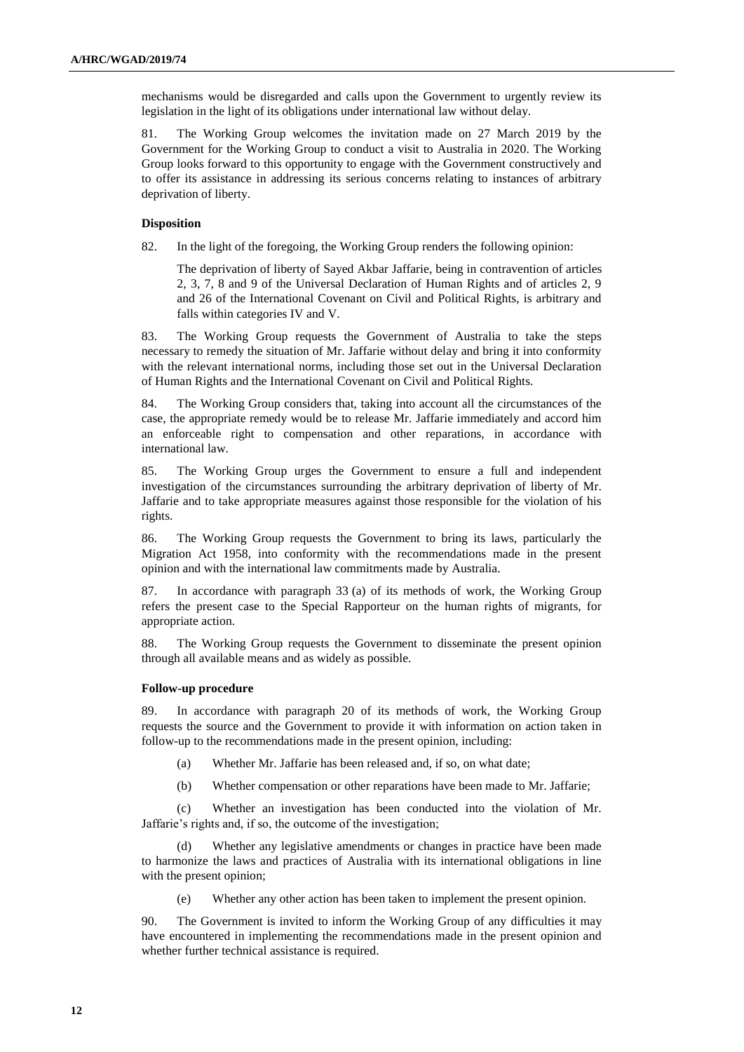mechanisms would be disregarded and calls upon the Government to urgently review its legislation in the light of its obligations under international law without delay.

81. The Working Group welcomes the invitation made on 27 March 2019 by the Government for the Working Group to conduct a visit to Australia in 2020. The Working Group looks forward to this opportunity to engage with the Government constructively and to offer its assistance in addressing its serious concerns relating to instances of arbitrary deprivation of liberty.

### Disposition

82. In the light of the foregoing, the Working Group renders the following opinion:

> The deprivation of liberty of Sayed Akbar Jaffarie, being in contravention of articles 2, 3, 7, 8 and 9 of the Universal Declaration of Human Rights and of articles 2, 9 and 26 of the International Covenant on Civil and Political Rights, is arbitrary and falls within categories IV and V.

83. The Working Group requests the Government of Australia to take the steps necessary to remedy the situation of Mr. Jaffarie without delay and bring it into conformity with the relevant international norms, including those set out in the Universal Declaration of Human Rights and the International Covenant on Civil and Political Rights.

84. The Working Group considers that, taking into account all the circumstances of the case, the appropriate remedy would be to release Mr. Jaffarie immediately and accord him an enforceable right to compensation and other reparations, in accordance with international law.

85. The Working Group urges the Government to ensure a full and independent investigation of the circumstances surrounding the arbitrary deprivation of liberty of Mr. Jaffarie and to take appropriate measures against those responsible for the violation of his rights.

86. The Working Group requests the Government to bring its laws, particularly the Migration Act 1958, into conformity with the recommendations made in the present opinion and with the international law commitments made by Australia.

87. In accordance with paragraph 33 (a) of its methods of work, the Working Group refers the present case to the Special Rapporteur on the human rights of migrants, for appropriate action.

88. The Working Group requests the Government to disseminate the present opinion through all available means and as widely as possible.

### Follow-up procedure

89. In accordance with paragraph 20 of its methods of work, the Working Group requests the source and the Government to provide it with information on action taken in follow-up to the recommendations made in the present opinion, including:

(a) Whether Mr. Jaffarie has been released and, if so, on what date;

(b) Whether compensation or other reparations have been made to Mr. Jaffarie;

(c) Whether an investigation has been conducted into the violation of Mr. Jaffarie's rights and, if so, the outcome of the investigation;

(d) Whether any legislative amendments or changes in practice have been made to harmonize the laws and practices of Australia with its international obligations in line with the present opinion;

(e) Whether any other action has been taken to implement the present opinion.

90. The Government is invited to inform the Working Group of any difficulties it may have encountered in implementing the recommendations made in the present opinion and whether further technical assistance is required.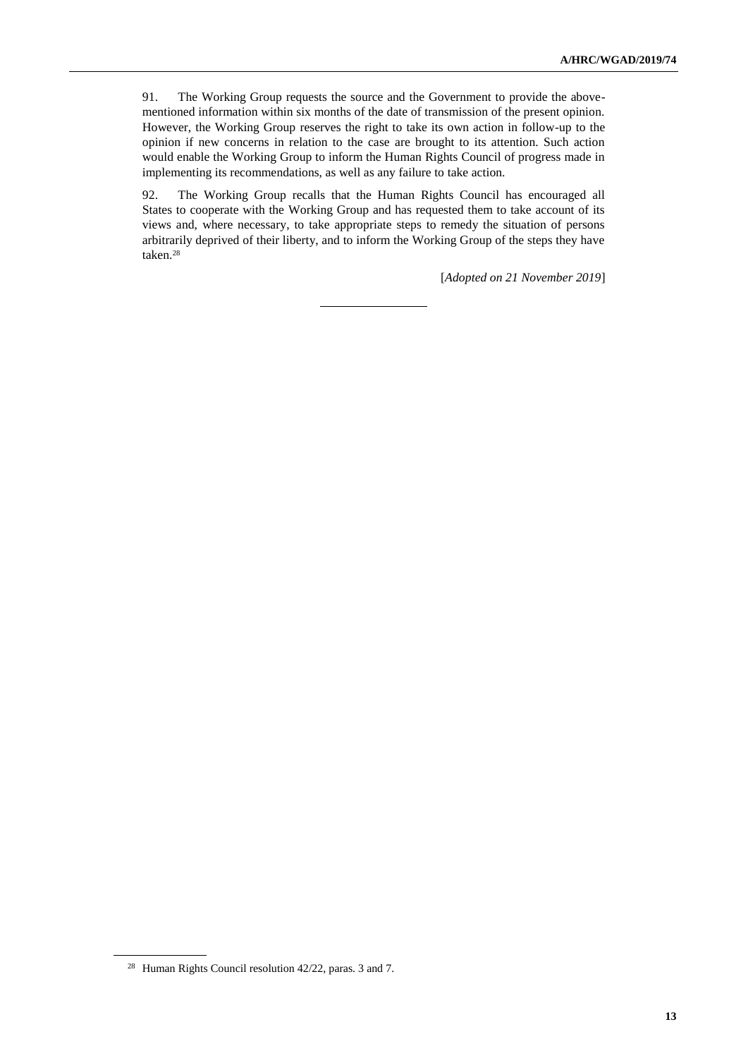91. The Working Group requests the source and the Government to provide the above-mentioned information within six months of the date of transmission of the present opinion. However, the Working Group reserves the right to take its own action in follow-up to the opinion if new concerns in relation to the case are brought to its attention. Such action would enable the Working Group to inform the Human Rights Council of progress made in implementing its recommendations, as well as any failure to take action.

92. The Working Group recalls that the Human Rights Council has encouraged all States to cooperate with the Working Group and has requested them to take account of its views and, where necessary, to take appropriate steps to remedy the situation of persons arbitrarily deprived of their liberty, and to inform the Working Group of the steps they have taken.[28]

[*Adopted on 21 November 2019*]

---

[28] Human Rights Council resolution 42/22, paras. 3 and 7.